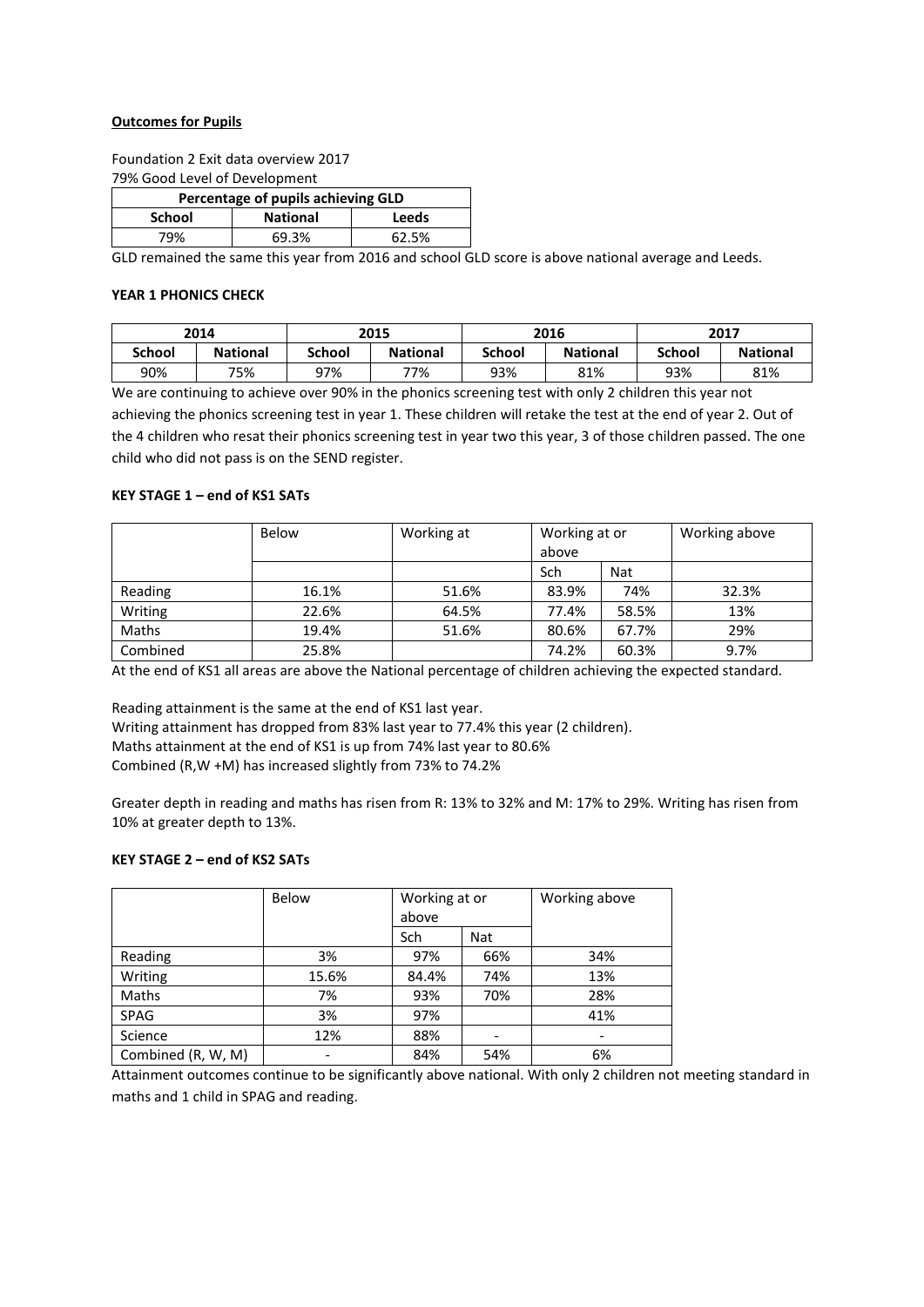**Outcomes for Pupils**

Foundation 2 Exit data overview 2017

79% Good Level of Development

| Percentage of pupils achieving GLD | | |
|---|---|---|
| **School** | **National** | **Leeds** |
| 79% | 69.3% | 62.5% |

GLD remained the same this year from 2016 and school GLD score is above national average and Leeds.

**YEAR 1 PHONICS CHECK**

| 2014 | | 2015 | | 2016 | | 2017 | |
|---|---|---|---|---|---|---|---|
| **School** | **National** | **School** | **National** | **School** | **National** | **School** | **National** |
| 90% | 75% | 97% | 77% | 93% | 81% | 93% | 81% |

We are continuing to achieve over 90% in the phonics screening test with only 2 children this year not achieving the phonics screening test in year 1. These children will retake the test at the end of year 2. Out of the 4 children who resat their phonics screening test in year two this year, 3 of those children passed. The one child who did not pass is on the SEND register.

**KEY STAGE 1 – end of KS1 SATs**

| | Below | Working at | Working at or above | | Working above |
|---|---|---|---|---|---|
| | | | Sch | Nat | |
| Reading | 16.1% | 51.6% | 83.9% | 74% | 32.3% |
| Writing | 22.6% | 64.5% | 77.4% | 58.5% | 13% |
| Maths | 19.4% | 51.6% | 80.6% | 67.7% | 29% |
| Combined | 25.8% | | 74.2% | 60.3% | 9.7% |

At the end of KS1 all areas are above the National percentage of children achieving the expected standard.

Reading attainment is the same at the end of KS1 last year.

Writing attainment has dropped from 83% last year to 77.4% this year (2 children).

Maths attainment at the end of KS1 is up from 74% last year to 80.6%

Combined (R,W +M) has increased slightly from 73% to 74.2%

Greater depth in reading and maths has risen from R: 13% to 32% and M: 17% to 29%. Writing has risen from 10% at greater depth to 13%.

**KEY STAGE 2 – end of KS2 SATs**

| | Below | Working at or above | | Working above |
|---|---|---|---|---|
| | | Sch | Nat | |
| Reading | 3% | 97% | 66% | 34% |
| Writing | 15.6% | 84.4% | 74% | 13% |
| Maths | 7% | 93% | 70% | 28% |
| SPAG | 3% | 97% | | 41% |
| Science | 12% | 88% | - | - |
| Combined (R, W, M) | - | 84% | 54% | 6% |

Attainment outcomes continue to be significantly above national. With only 2 children not meeting standard in maths and 1 child in SPAG and reading.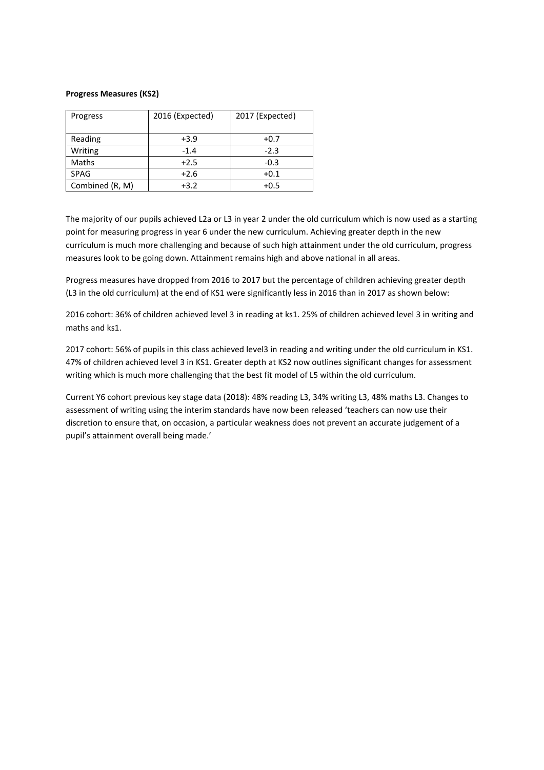**Progress Measures (KS2)**

| Progress | 2016 (Expected) | 2017 (Expected) |
|---|---|---|
| Reading | +3.9 | +0.7 |
| Writing | -1.4 | -2.3 |
| Maths | +2.5 | -0.3 |
| SPAG | +2.6 | +0.1 |
| Combined (R, M) | +3.2 | +0.5 |

The majority of our pupils achieved L2a or L3 in year 2 under the old curriculum which is now used as a starting point for measuring progress in year 6 under the new curriculum. Achieving greater depth in the new curriculum is much more challenging and because of such high attainment under the old curriculum, progress measures look to be going down. Attainment remains high and above national in all areas.

Progress measures have dropped from 2016 to 2017 but the percentage of children achieving greater depth (L3 in the old curriculum) at the end of KS1 were significantly less in 2016 than in 2017 as shown below:

2016 cohort: 36% of children achieved level 3 in reading at ks1. 25% of children achieved level 3 in writing and maths and ks1.

2017 cohort: 56% of pupils in this class achieved level3 in reading and writing under the old curriculum in KS1. 47% of children achieved level 3 in KS1. Greater depth at KS2 now outlines significant changes for assessment writing which is much more challenging that the best fit model of L5 within the old curriculum.

Current Y6 cohort previous key stage data (2018): 48% reading L3, 34% writing L3, 48% maths L3. Changes to assessment of writing using the interim standards have now been released 'teachers can now use their discretion to ensure that, on occasion, a particular weakness does not prevent an accurate judgement of a pupil's attainment overall being made.'